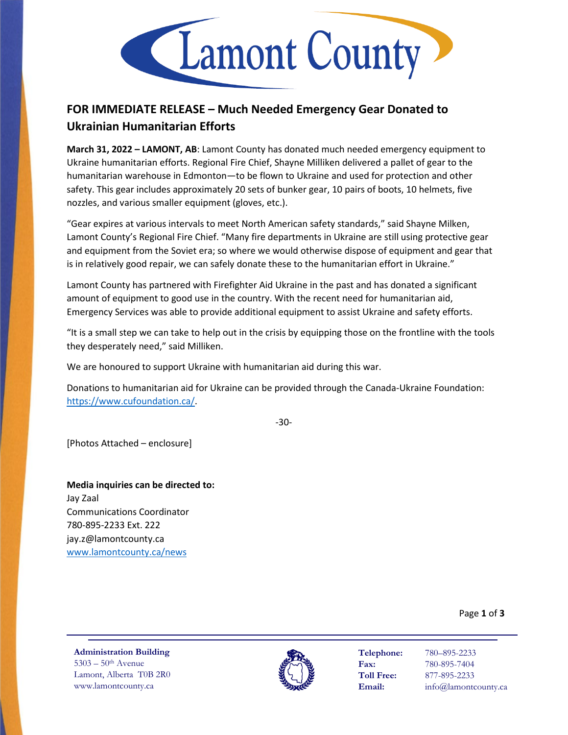# FOR IMMEDIATE RELEASE – Much Needed Emergency Gear Donated to Ukrainian Humanitarian Efforts

**March 31, 2022 – LAMONT, AB**: Lamont County has donated much needed emergency equipment to Ukraine humanitarian efforts. Regional Fire Chief, Shayne Milliken delivered a pallet of gear to the humanitarian warehouse in Edmonton—to be flown to Ukraine and used for protection and other safety. This gear includes approximately 20 sets of bunker gear, 10 pairs of boots, 10 helmets, five nozzles, and various smaller equipment (gloves, etc.).

"Gear expires at various intervals to meet North American safety standards," said Shayne Milken, Lamont County's Regional Fire Chief. "Many fire departments in Ukraine are still using protective gear and equipment from the Soviet era; so where we would otherwise dispose of equipment and gear that is in relatively good repair, we can safely donate these to the humanitarian effort in Ukraine."

Lamont County has partnered with Firefighter Aid Ukraine in the past and has donated a significant amount of equipment to good use in the country. With the recent need for humanitarian aid, Emergency Services was able to provide additional equipment to assist Ukraine and safety efforts.

"It is a small step we can take to help out in the crisis by equipping those on the frontline with the tools they desperately need," said Milliken.

We are honoured to support Ukraine with humanitarian aid during this war.

Donations to humanitarian aid for Ukraine can be provided through the Canada-Ukraine Foundation: https://www.cufoundation.ca/.

-30-

[Photos Attached – enclosure]

**Media inquiries can be directed to:**
Jay Zaal
Communications Coordinator
780-895-2233 Ext. 222
jay.z@lamontcounty.ca
www.lamontcounty.ca/news

**Administration Building**
5303 – 50th Avenue
Lamont, Alberta T0B 2R0
www.lamontcounty.ca

**Telephone:** 780–895-2233
**Fax:** 780-895-7404
**Toll Free:** 877-895-2233
**Email:** info@lamontcounty.ca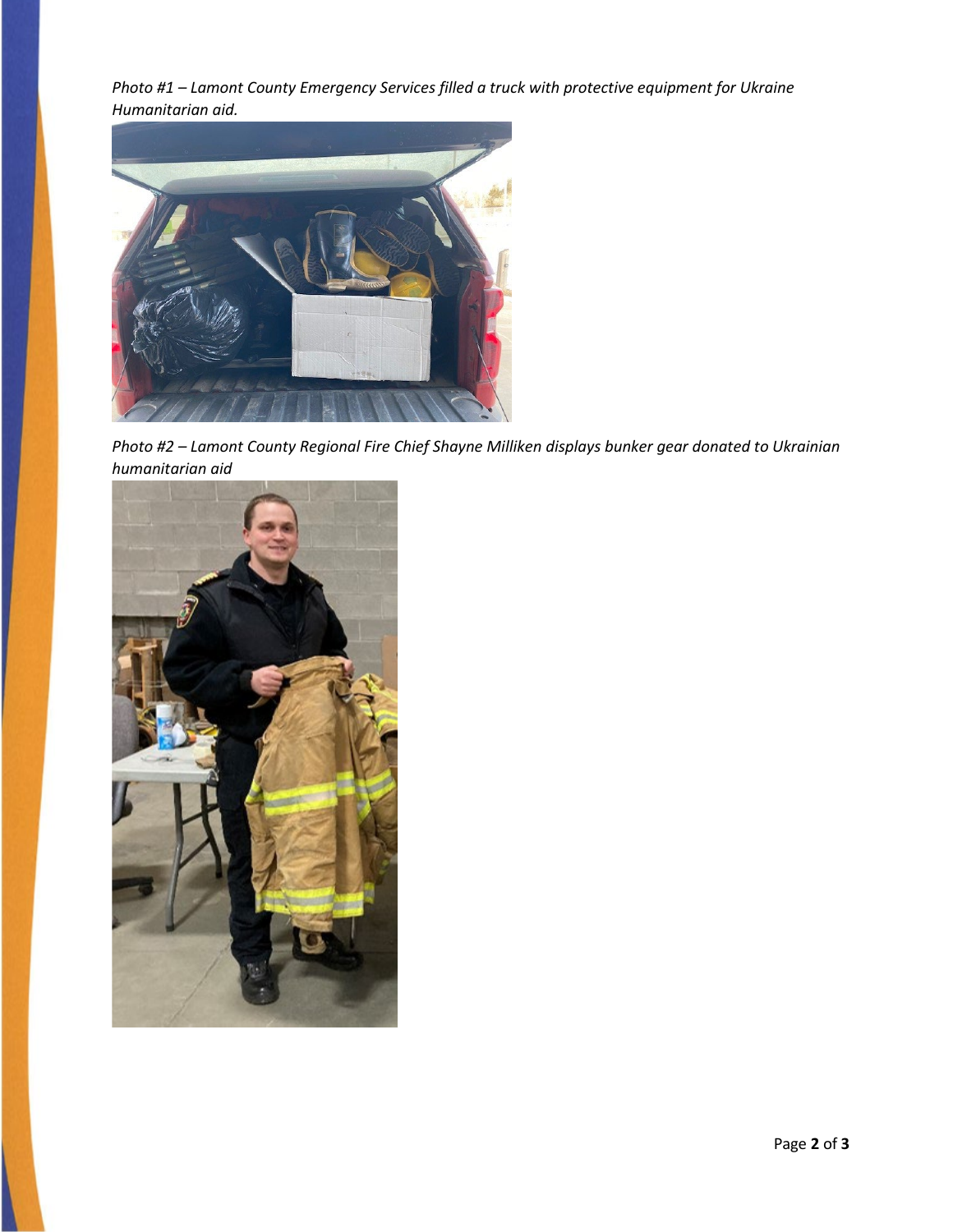*Photo #1 – Lamont County Emergency Services filled a truck with protective equipment for Ukraine Humanitarian aid.*

*Photo #2 – Lamont County Regional Fire Chief Shayne Milliken displays bunker gear donated to Ukrainian humanitarian aid*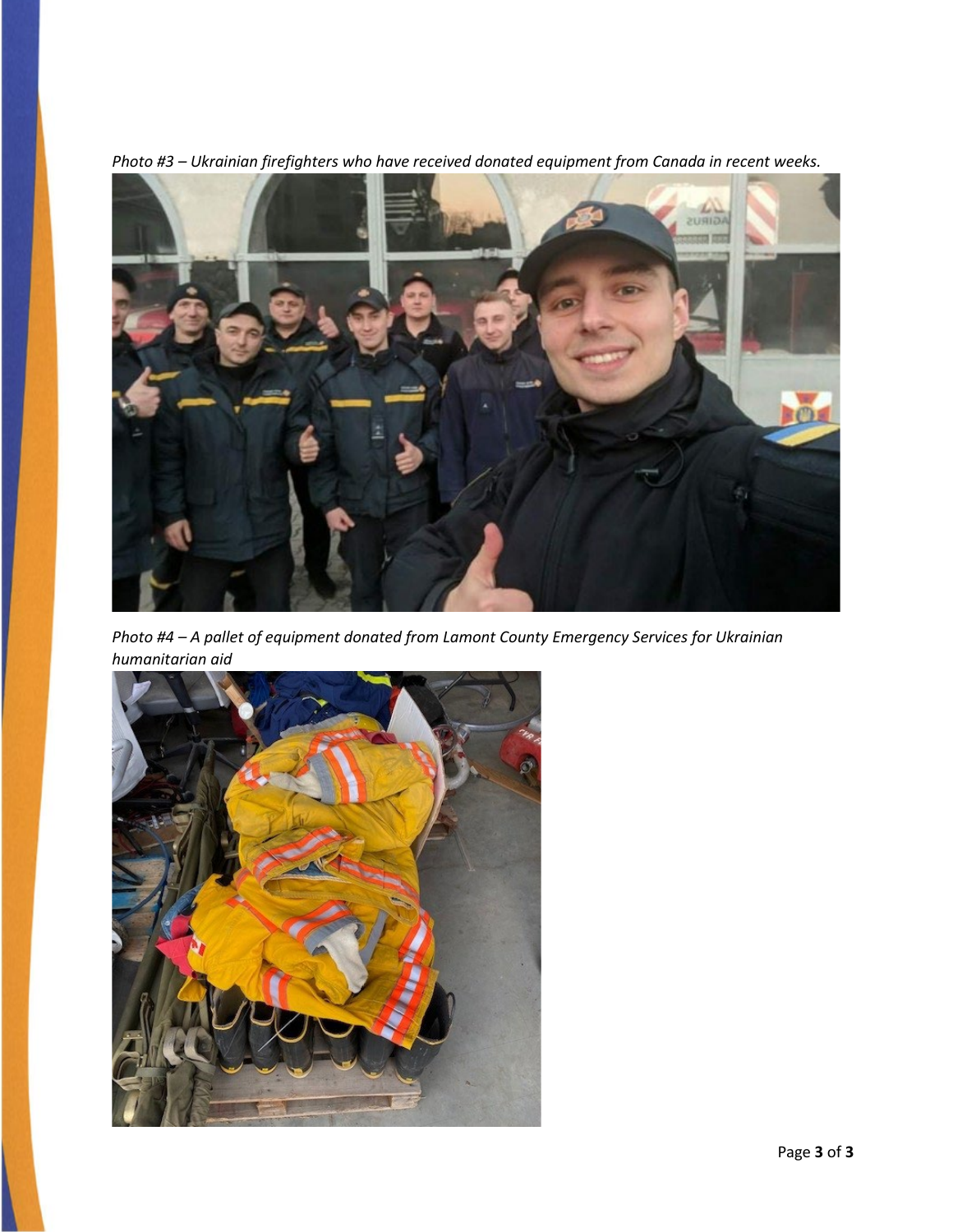*Photo #3 – Ukrainian firefighters who have received donated equipment from Canada in recent weeks.*

*Photo #4 – A pallet of equipment donated from Lamont County Emergency Services for Ukrainian humanitarian aid*